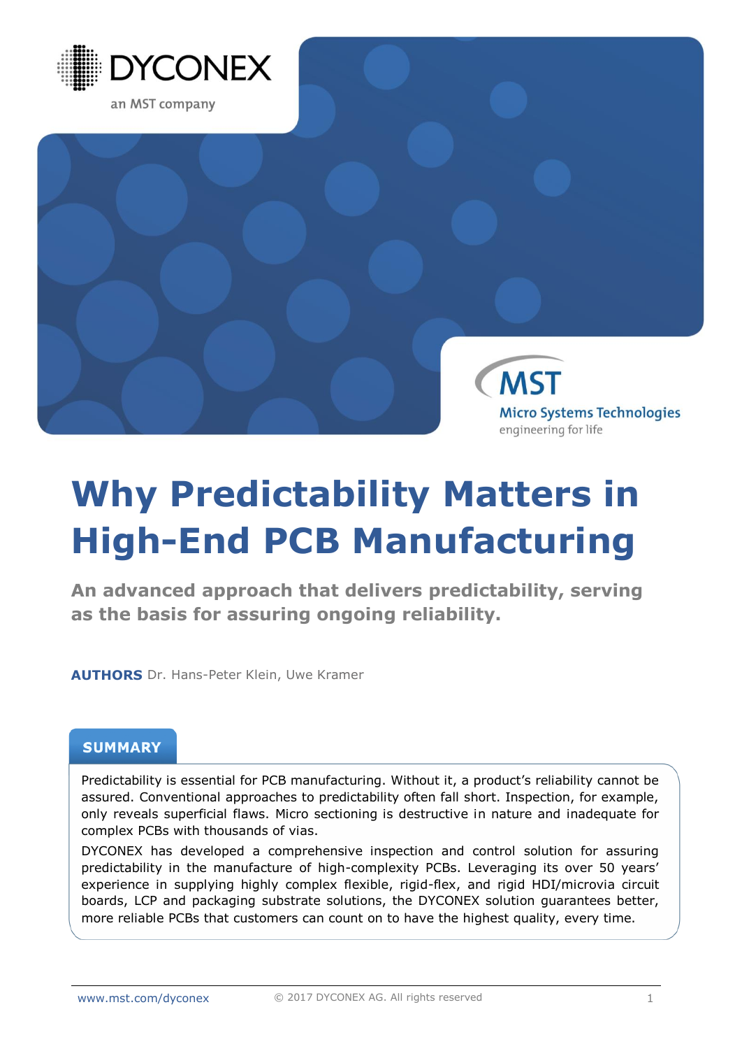DYCONEX

an MST company

MST

Micro Systems Technologies

engineering for life

# Why Predictability Matters in High-End PCB Manufacturing

## An advanced approach that delivers predictability, serving as the basis for assuring ongoing reliability.

**AUTHORS** Dr. Hans-Peter Klein, Uwe Kramer

### SUMMARY

Predictability is essential for PCB manufacturing. Without it, a product's reliability cannot be assured. Conventional approaches to predictability often fall short. Inspection, for example, only reveals superficial flaws. Micro sectioning is destructive in nature and inadequate for complex PCBs with thousands of vias.

DYCONEX has developed a comprehensive inspection and control solution for assuring predictability in the manufacture of high-complexity PCBs. Leveraging its over 50 years' experience in supplying highly complex flexible, rigid-flex, and rigid HDI/microvia circuit boards, LCP and packaging substrate solutions, the DYCONEX solution guarantees better, more reliable PCBs that customers can count on to have the highest quality, every time.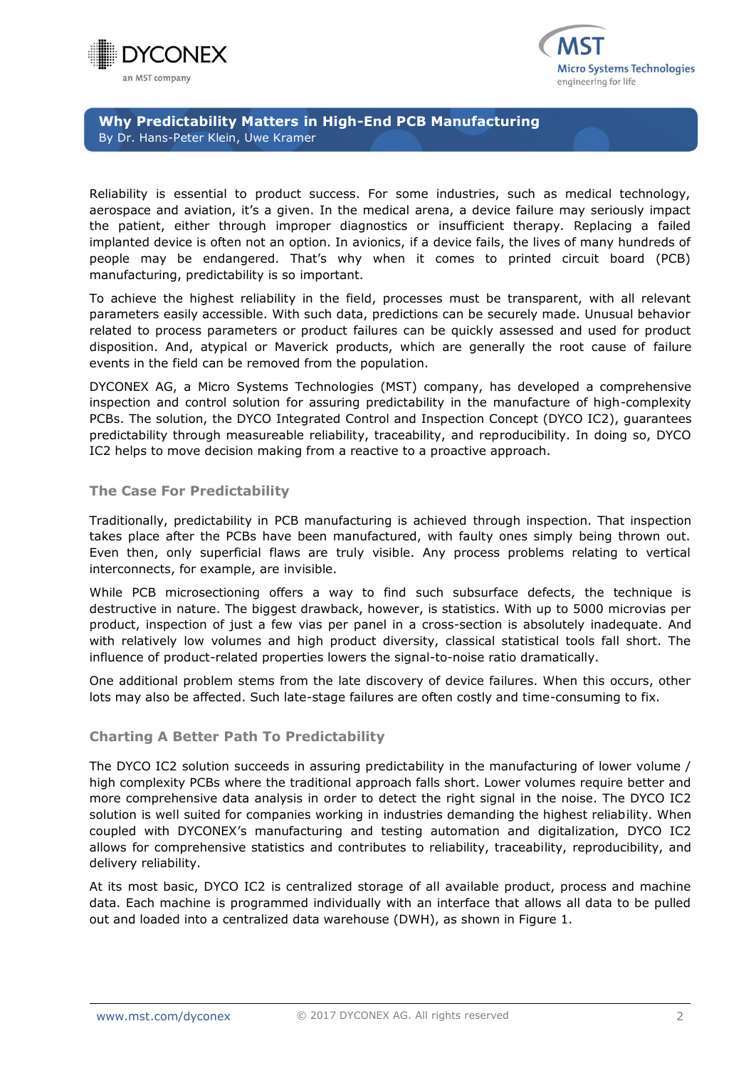# Why Predictability Matters in High-End PCB Manufacturing

By Dr. Hans-Peter Klein, Uwe Kramer

Reliability is essential to product success. For some industries, such as medical technology, aerospace and aviation, it's a given. In the medical arena, a device failure may seriously impact the patient, either through improper diagnostics or insufficient therapy. Replacing a failed implanted device is often not an option. In avionics, if a device fails, the lives of many hundreds of people may be endangered. That's why when it comes to printed circuit board (PCB) manufacturing, predictability is so important.

To achieve the highest reliability in the field, processes must be transparent, with all relevant parameters easily accessible. With such data, predictions can be securely made. Unusual behavior related to process parameters or product failures can be quickly assessed and used for product disposition. And, atypical or Maverick products, which are generally the root cause of failure events in the field can be removed from the population.

DYCONEX AG, a Micro Systems Technologies (MST) company, has developed a comprehensive inspection and control solution for assuring predictability in the manufacture of high-complexity PCBs. The solution, the DYCO Integrated Control and Inspection Concept (DYCO IC2), guarantees predictability through measureable reliability, traceability, and reproducibility. In doing so, DYCO IC2 helps to move decision making from a reactive to a proactive approach.

## The Case For Predictability

Traditionally, predictability in PCB manufacturing is achieved through inspection. That inspection takes place after the PCBs have been manufactured, with faulty ones simply being thrown out. Even then, only superficial flaws are truly visible. Any process problems relating to vertical interconnects, for example, are invisible.

While PCB microsectioning offers a way to find such subsurface defects, the technique is destructive in nature. The biggest drawback, however, is statistics. With up to 5000 microvias per product, inspection of just a few vias per panel in a cross-section is absolutely inadequate. And with relatively low volumes and high product diversity, classical statistical tools fall short. The influence of product-related properties lowers the signal-to-noise ratio dramatically.

One additional problem stems from the late discovery of device failures. When this occurs, other lots may also be affected. Such late-stage failures are often costly and time-consuming to fix.

## Charting A Better Path To Predictability

The DYCO IC2 solution succeeds in assuring predictability in the manufacturing of lower volume / high complexity PCBs where the traditional approach falls short. Lower volumes require better and more comprehensive data analysis in order to detect the right signal in the noise. The DYCO IC2 solution is well suited for companies working in industries demanding the highest reliability. When coupled with DYCONEX's manufacturing and testing automation and digitalization, DYCO IC2 allows for comprehensive statistics and contributes to reliability, traceability, reproducibility, and delivery reliability.

At its most basic, DYCO IC2 is centralized storage of all available product, process and machine data. Each machine is programmed individually with an interface that allows all data to be pulled out and loaded into a centralized data warehouse (DWH), as shown in Figure 1.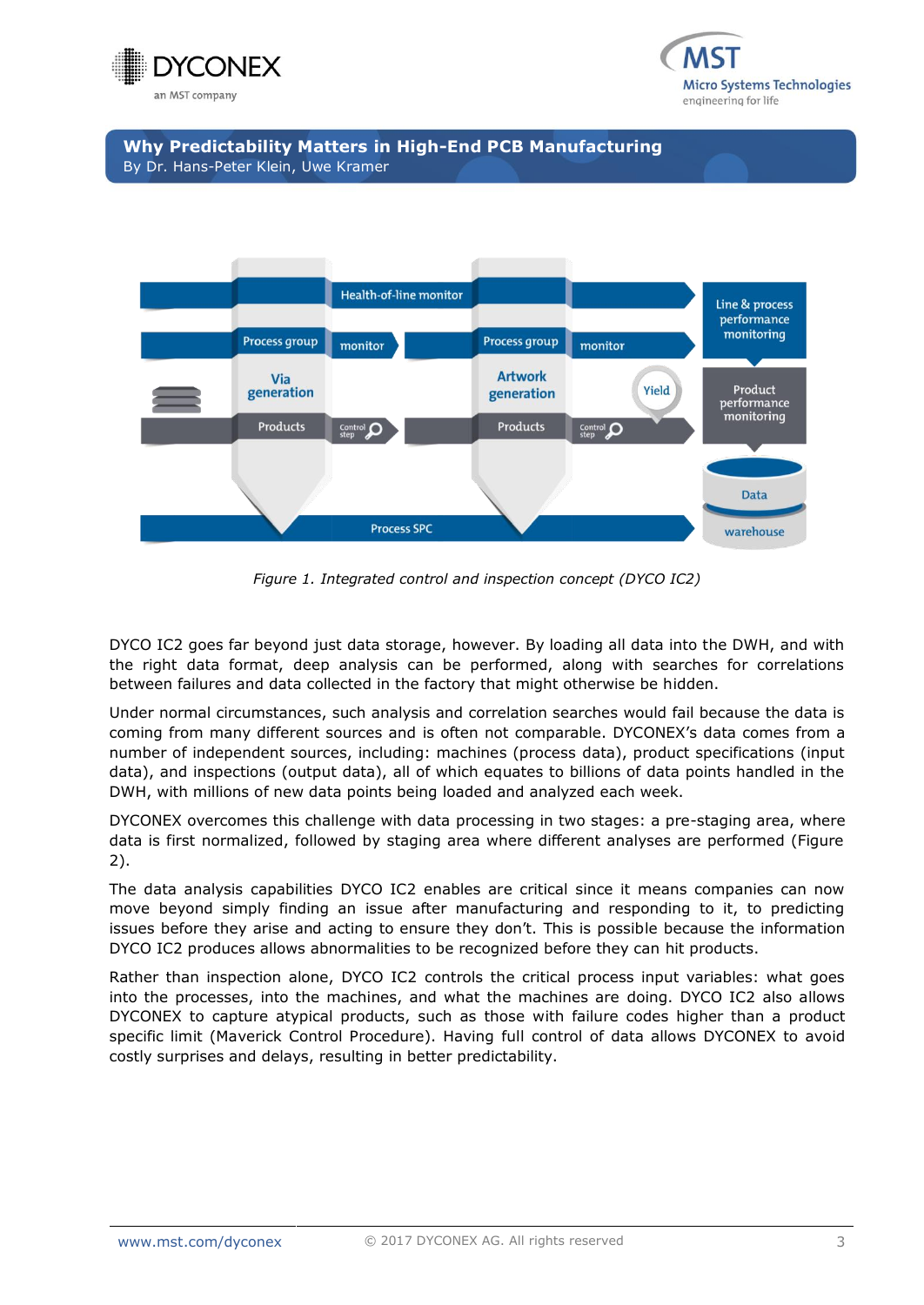Figure 1. Integrated control and inspection concept (DYCO IC2)

DYCO IC2 goes far beyond just data storage, however. By loading all data into the DWH, and with the right data format, deep analysis can be performed, along with searches for correlations between failures and data collected in the factory that might otherwise be hidden.

Under normal circumstances, such analysis and correlation searches would fail because the data is coming from many different sources and is often not comparable. DYCONEX's data comes from a number of independent sources, including: machines (process data), product specifications (input data), and inspections (output data), all of which equates to billions of data points handled in the DWH, with millions of new data points being loaded and analyzed each week.

DYCONEX overcomes this challenge with data processing in two stages: a pre-staging area, where data is first normalized, followed by staging area where different analyses are performed (Figure 2).

The data analysis capabilities DYCO IC2 enables are critical since it means companies can now move beyond simply finding an issue after manufacturing and responding to it, to predicting issues before they arise and acting to ensure they don't. This is possible because the information DYCO IC2 produces allows abnormalities to be recognized before they can hit products.

Rather than inspection alone, DYCO IC2 controls the critical process input variables: what goes into the processes, into the machines, and what the machines are doing. DYCO IC2 also allows DYCONEX to capture atypical products, such as those with failure codes higher than a product specific limit (Maverick Control Procedure). Having full control of data allows DYCONEX to avoid costly surprises and delays, resulting in better predictability.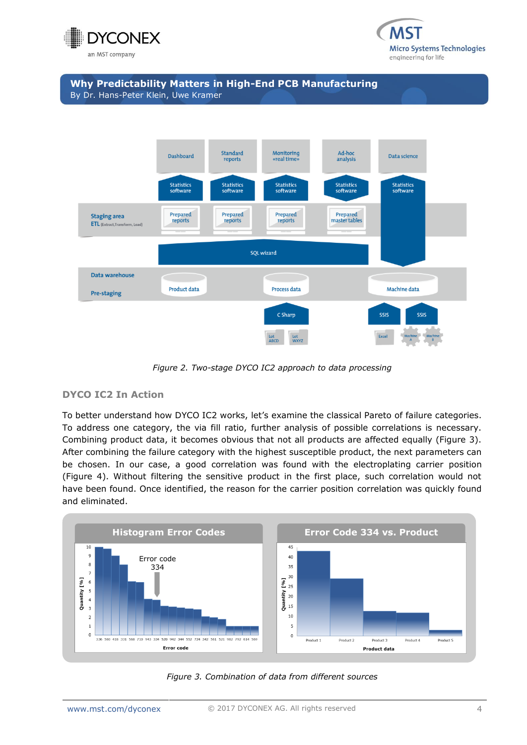Figure 2. Two-stage DYCO IC2 approach to data processing

### DYCO IC2 In Action

To better understand how DYCO IC2 works, let's examine the classical Pareto of failure categories. To address one category, the via fill ratio, further analysis of possible correlations is necessary. Combining product data, it becomes obvious that not all products are affected equally (Figure 3). After combining the failure category with the highest susceptible product, the next parameters can be chosen. In our case, a good correlation was found with the electroplating carrier position (Figure 4). Without filtering the sensitive product in the first place, such correlation would not have been found. Once identified, the reason for the carrier position correlation was quickly found and eliminated.

Figure 3. Combination of data from different sources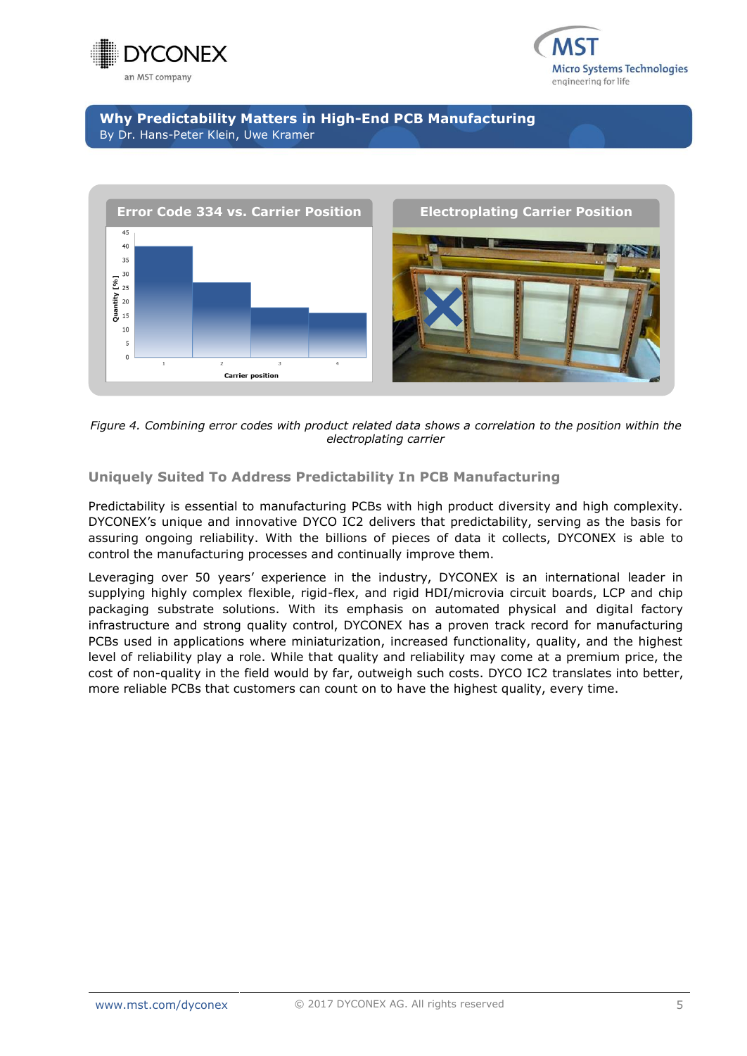## Why Predictability Matters in High-End PCB Manufacturing

By Dr. Hans-Peter Klein, Uwe Kramer

**Error Code 334 vs. Carrier Position**

**Electroplating Carrier Position**

*Figure 4. Combining error codes with product related data shows a correlation to the position within the electroplating carrier*

### Uniquely Suited To Address Predictability In PCB Manufacturing

Predictability is essential to manufacturing PCBs with high product diversity and high complexity. DYCONEX's unique and innovative DYCO IC2 delivers that predictability, serving as the basis for assuring ongoing reliability. With the billions of pieces of data it collects, DYCONEX is able to control the manufacturing processes and continually improve them.

Leveraging over 50 years' experience in the industry, DYCONEX is an international leader in supplying highly complex flexible, rigid-flex, and rigid HDI/microvia circuit boards, LCP and chip packaging substrate solutions. With its emphasis on automated physical and digital factory infrastructure and strong quality control, DYCONEX has a proven track record for manufacturing PCBs used in applications where miniaturization, increased functionality, quality, and the highest level of reliability play a role. While that quality and reliability may come at a premium price, the cost of non-quality in the field would by far, outweigh such costs. DYCO IC2 translates into better, more reliable PCBs that customers can count on to have the highest quality, every time.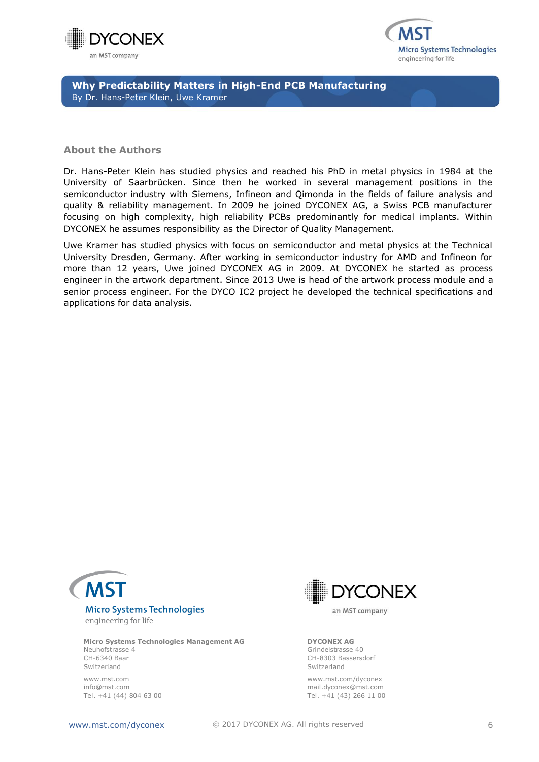## About the Authors

Dr. Hans-Peter Klein has studied physics and reached his PhD in metal physics in 1984 at the University of Saarbrücken. Since then he worked in several management positions in the semiconductor industry with Siemens, Infineon and Qimonda in the fields of failure analysis and quality & reliability management. In 2009 he joined DYCONEX AG, a Swiss PCB manufacturer focusing on high complexity, high reliability PCBs predominantly for medical implants. Within DYCONEX he assumes responsibility as the Director of Quality Management.

Uwe Kramer has studied physics with focus on semiconductor and metal physics at the Technical University Dresden, Germany. After working in semiconductor industry for AMD and Infineon for more than 12 years, Uwe joined DYCONEX AG in 2009. At DYCONEX he started as process engineer in the artwork department. Since 2013 Uwe is head of the artwork process module and a senior process engineer. For the DYCO IC2 project he developed the technical specifications and applications for data analysis.

MST
Micro Systems Technologies
engineering for life

**Micro Systems Technologies Management AG**
Neuhofstrasse 4
CH-6340 Baar
Switzerland

www.mst.com
info@mst.com
Tel. +41 (44) 804 63 00

DYCONEX
an MST company

**DYCONEX AG**
Grindelstrasse 40
CH-8303 Bassersdorf
Switzerland

www.mst.com/dyconex
mail.dyconex@mst.com
Tel. +41 (43) 266 11 00

© 2017 DYCONEX AG. All rights reserved